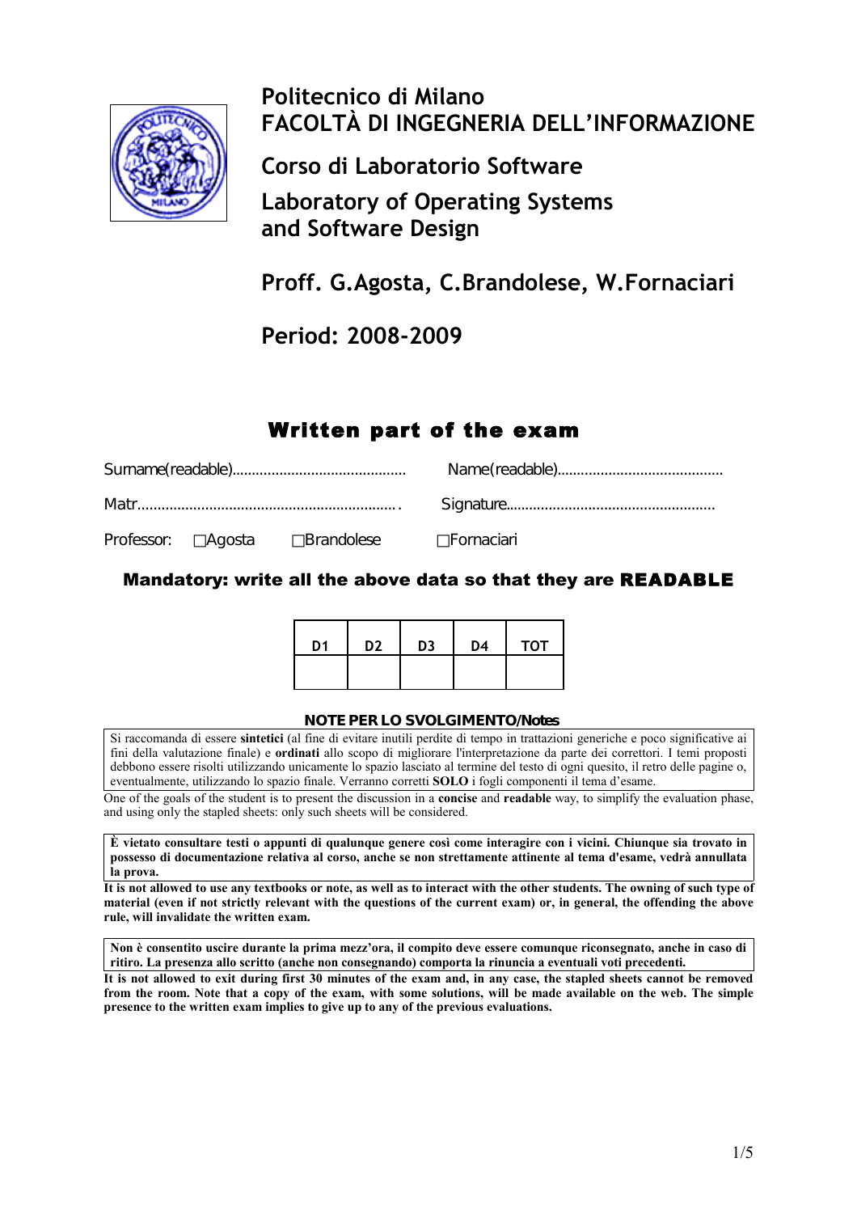# Politecnico di Milano
# FACOLTÀ DI INGEGNERIA DELL'INFORMAZIONE

## Corso di Laboratorio Software

## Laboratory of Operating Systems and Software Design

## Proff. G.Agosta, C.Brandolese, W.Fornaciari

## Period: 2008-2009

# Written part of the exam

Surname(readable)........................................... Name(readable).........................................

Matr................................................................. Signature....................................................

Professor: ☐Agosta ☐Brandolese ☐Fornaciari

**Mandatory: write all the above data so that they are READABLE**

| D1 | D2 | D3 | D4 | TOT |
|---|---|---|---|---|
| | | | | |

**NOTE PER LO SVOLGIMENTO/Notes**

Si raccomanda di essere **sintetici** (al fine di evitare inutili perdite di tempo in trattazioni generiche e poco significative ai fini della valutazione finale) e **ordinati** allo scopo di migliorare l'interpretazione da parte dei correttori. I temi proposti debbono essere risolti utilizzando unicamente lo spazio lasciato al termine del testo di ogni quesito, il retro delle pagine o, eventualmente, utilizzando lo spazio finale. Verranno corretti **SOLO** i fogli componenti il tema d'esame.

One of the goals of the student is to present the discussion in a **concise** and **readable** way, to simplify the evaluation phase, and using only the stapled sheets: only such sheets will be considered.

**È vietato consultare testi o appunti di qualunque genere così come interagire con i vicini. Chiunque sia trovato in possesso di documentazione relativa al corso, anche se non strettamente attinente al tema d'esame, vedrà annullata la prova.**

**It is not allowed to use any textbooks or note, as well as to interact with the other students. The owning of such type of material (even if not strictly relevant with the questions of the current exam) or, in general, the offending the above rule, will invalidate the written exam.**

**Non è consentito uscire durante la prima mezz'ora, il compito deve essere comunque riconsegnato, anche in caso di ritiro. La presenza allo scritto (anche non consegnando) comporta la rinuncia a eventuali voti precedenti.**

**It is not allowed to exit during first 30 minutes of the exam and, in any case, the stapled sheets cannot be removed from the room. Note that a copy of the exam, with some solutions, will be made available on the web. The simple presence to the written exam implies to give up to any of the previous evaluations.**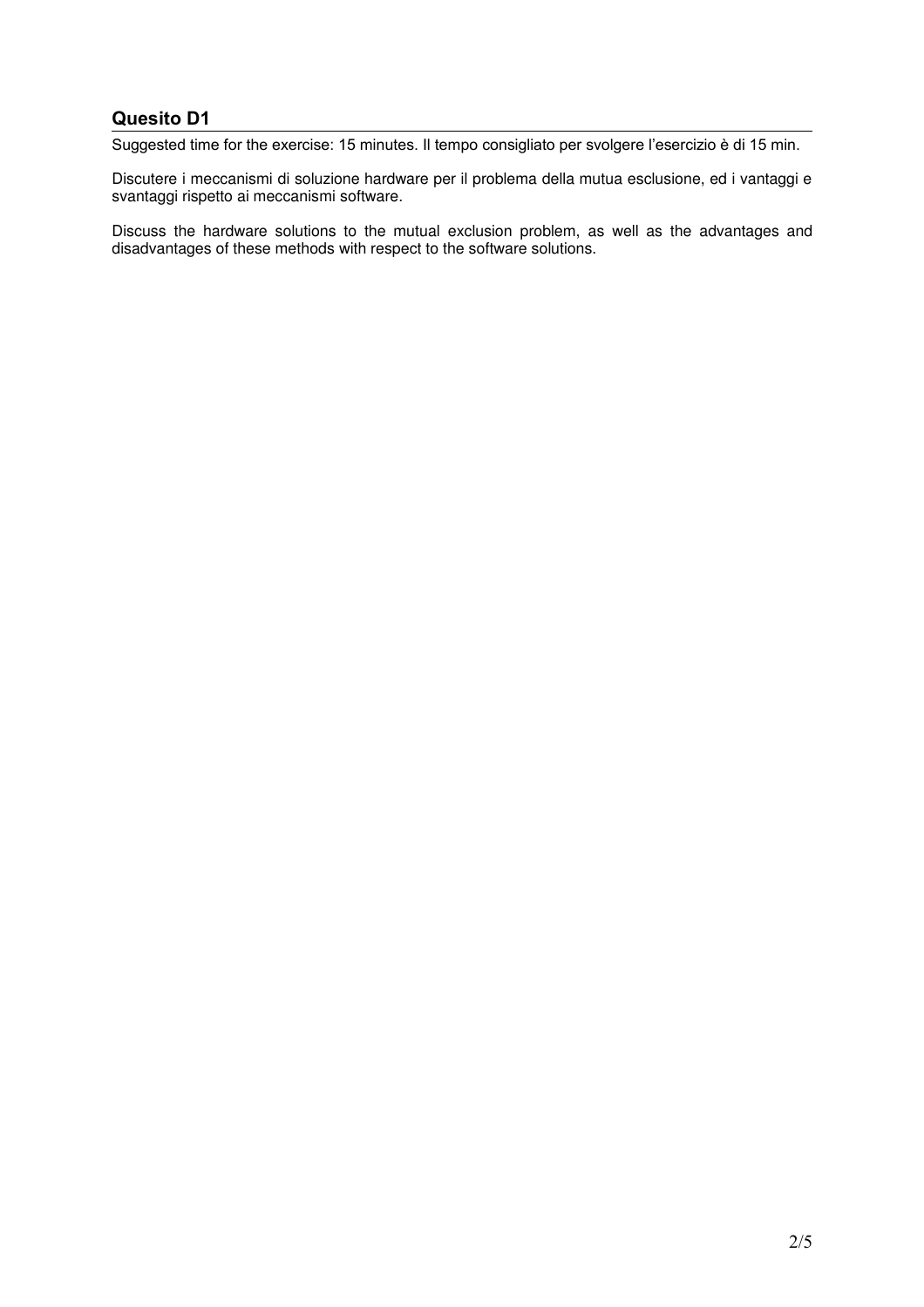## Quesito D1

Suggested time for the exercise: 15 minutes. Il tempo consigliato per svolgere l'esercizio è di 15 min.

Discutere i meccanismi di soluzione hardware per il problema della mutua esclusione, ed i vantaggi e svantaggi rispetto ai meccanismi software.

Discuss the hardware solutions to the mutual exclusion problem, as well as the advantages and disadvantages of these methods with respect to the software solutions.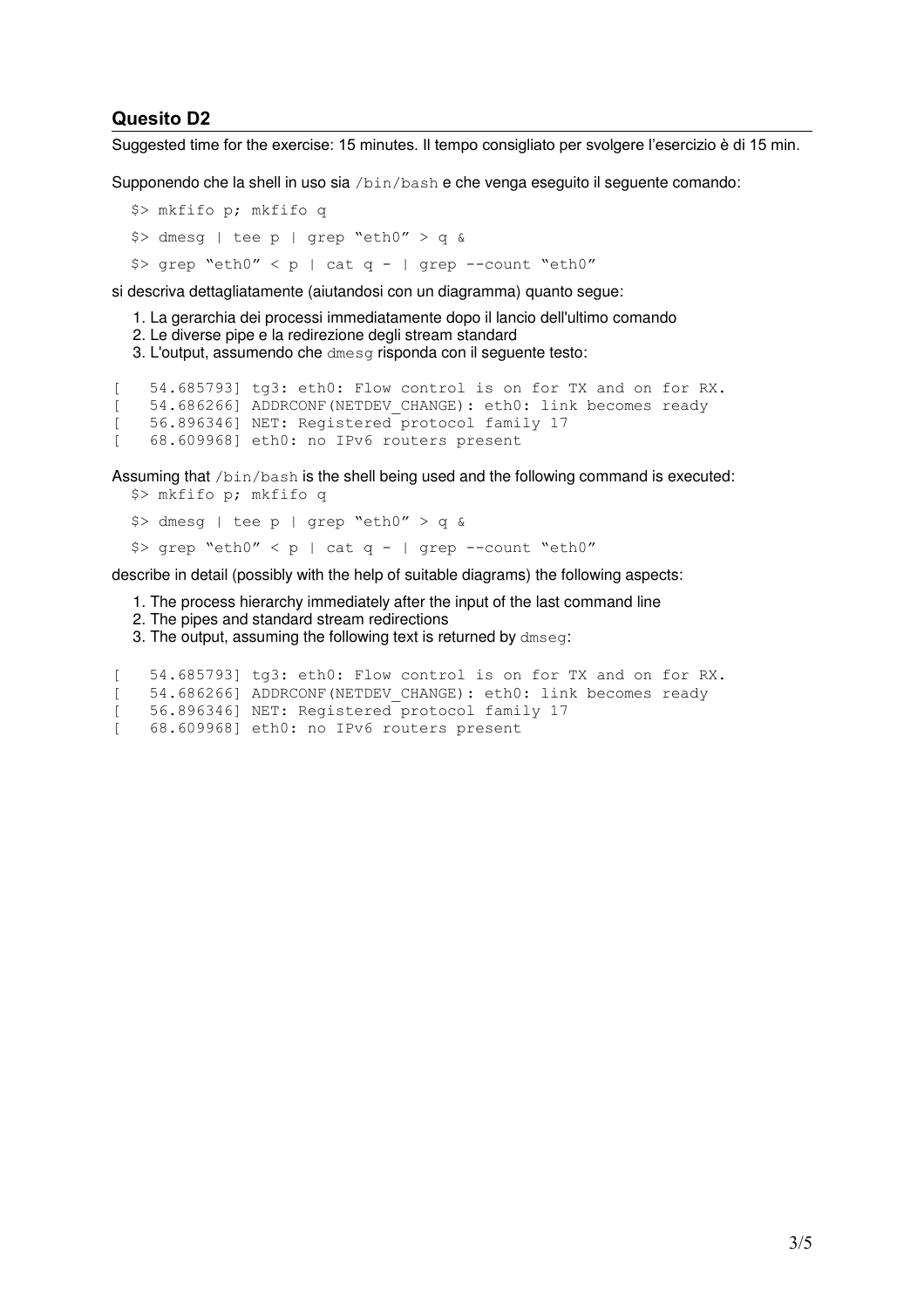## Quesito D2

Suggested time for the exercise: 15 minutes. Il tempo consigliato per svolgere l'esercizio è di 15 min.

Supponendo che la shell in uso sia `/bin/bash` e che venga eseguito il seguente comando:

```
$> mkfifo p; mkfifo q
$> dmesg | tee p | grep "eth0" > q &
$> grep "eth0" < p | cat q - | grep --count "eth0"
```

si descriva dettagliatamente (aiutandosi con un diagramma) quanto segue:

1. La gerarchia dei processi immediatamente dopo il lancio dell'ultimo comando
2. Le diverse pipe e la redirezione degli stream standard
3. L'output, assumendo che `dmesg` risponda con il seguente testo:

```
[   54.685793] tg3: eth0: Flow control is on for TX and on for RX.
[   54.686266] ADDRCONF(NETDEV_CHANGE): eth0: link becomes ready
[   56.896346] NET: Registered protocol family 17
[   68.609968] eth0: no IPv6 routers present
```

Assuming that `/bin/bash` is the shell being used and the following command is executed:

```
$> mkfifo p; mkfifo q
$> dmesg | tee p | grep "eth0" > q &
$> grep "eth0" < p | cat q - | grep --count "eth0"
```

describe in detail (possibly with the help of suitable diagrams) the following aspects:

1. The process hierarchy immediately after the input of the last command line
2. The pipes and standard stream redirections
3. The output, assuming the following text is returned by `dmseg`:

```
[   54.685793] tg3: eth0: Flow control is on for TX and on for RX.
[   54.686266] ADDRCONF(NETDEV_CHANGE): eth0: link becomes ready
[   56.896346] NET: Registered protocol family 17
[   68.609968] eth0: no IPv6 routers present
```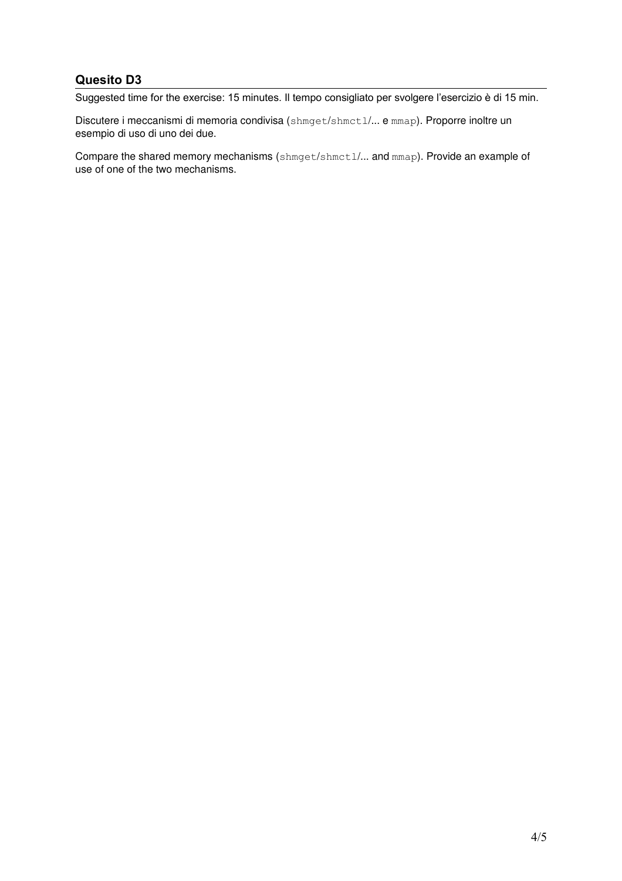## Quesito D3

Suggested time for the exercise: 15 minutes. Il tempo consigliato per svolgere l'esercizio è di 15 min.

Discutere i meccanismi di memoria condivisa (`shmget`/`shmctl`/... e `mmap`). Proporre inoltre un esempio di uso di uno dei due.

Compare the shared memory mechanisms (`shmget`/`shmctl`/... and `mmap`). Provide an example of use of one of the two mechanisms.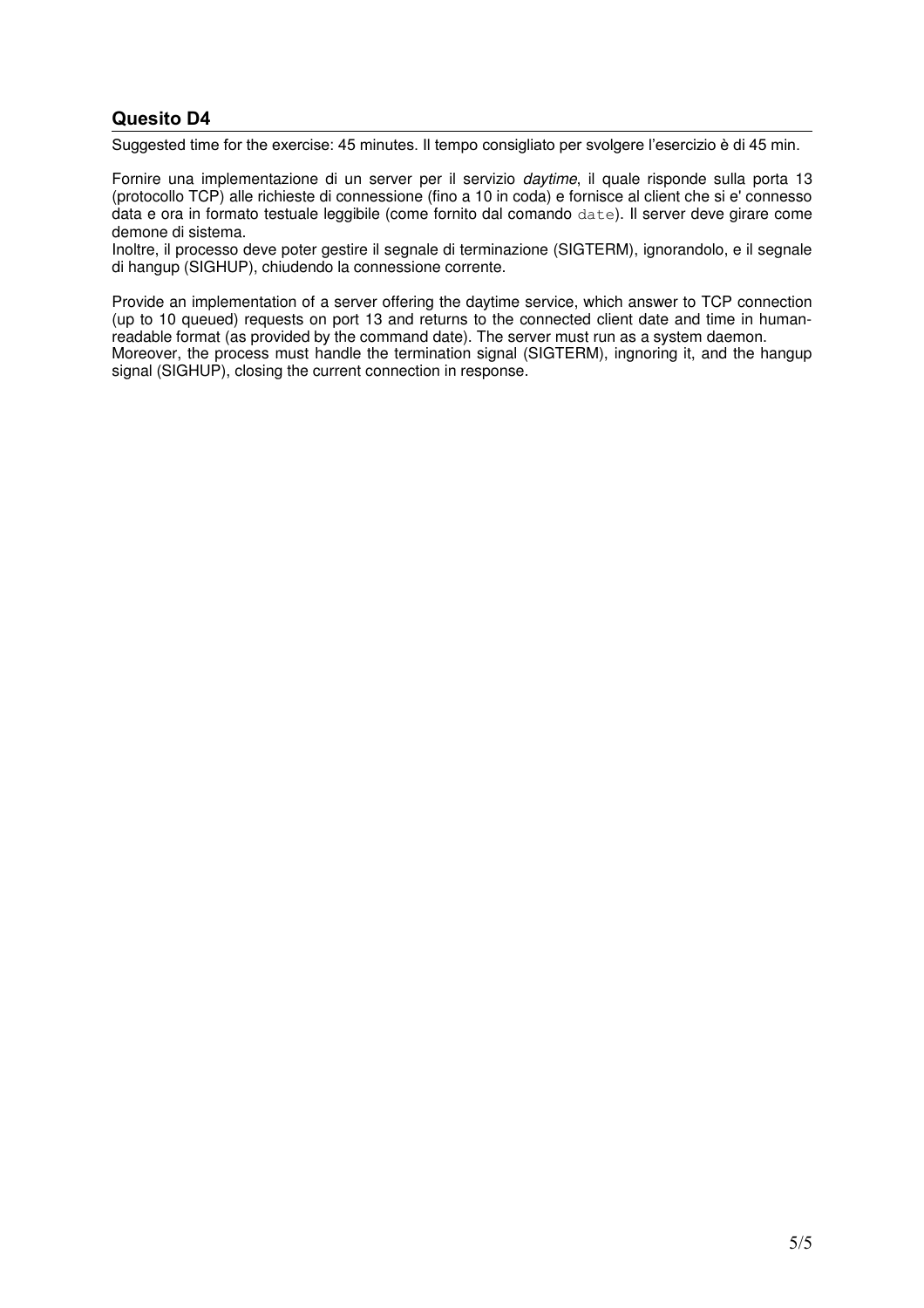## Quesito D4

Suggested time for the exercise: 45 minutes. Il tempo consigliato per svolgere l'esercizio è di 45 min.

Fornire una implementazione di un server per il servizio *daytime*, il quale risponde sulla porta 13 (protocollo TCP) alle richieste di connessione (fino a 10 in coda) e fornisce al client che si e' connesso data e ora in formato testuale leggibile (come fornito dal comando `date`). Il server deve girare come demone di sistema.
Inoltre, il processo deve poter gestire il segnale di terminazione (SIGTERM), ignorandolo, e il segnale di hangup (SIGHUP), chiudendo la connessione corrente.

Provide an implementation of a server offering the daytime service, which answer to TCP connection (up to 10 queued) requests on port 13 and returns to the connected client date and time in human-readable format (as provided by the command date). The server must run as a system daemon.
Moreover, the process must handle the termination signal (SIGTERM), ingnoring it, and the hangup signal (SIGHUP), closing the current connection in response.